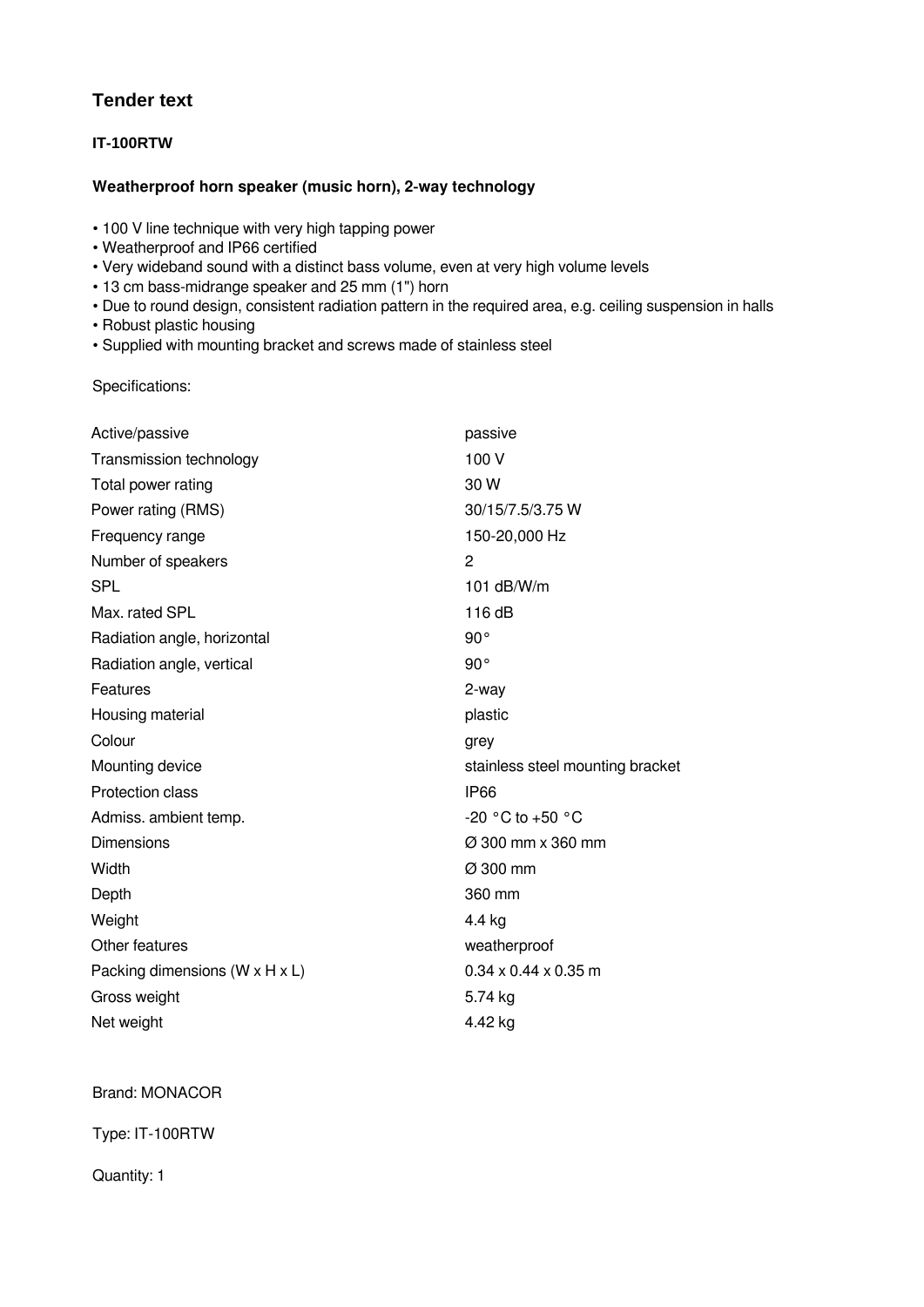## Tender text

### IT-100RTW

### Weatherproof horn speaker (music horn), 2-way technology

- 100 V line technique with very high tapping power
- Weatherproof and IP66 certified
- Very wideband sound with a distinct bass volume, even at very high volume levels
- 13 cm bass-midrange speaker and 25 mm (1") horn
- Due to round design, consistent radiation pattern in the required area, e.g. ceiling suspension in halls
- Robust plastic housing
- Supplied with mounting bracket and screws made of stainless steel

Specifications:

| | |
|---|---|
| Active/passive | passive |
| Transmission technology | 100 V |
| Total power rating | 30 W |
| Power rating (RMS) | 30/15/7.5/3.75 W |
| Frequency range | 150-20,000 Hz |
| Number of speakers | 2 |
| SPL | 101 dB/W/m |
| Max. rated SPL | 116 dB |
| Radiation angle, horizontal | 90° |
| Radiation angle, vertical | 90° |
| Features | 2-way |
| Housing material | plastic |
| Colour | grey |
| Mounting device | stainless steel mounting bracket |
| Protection class | IP66 |
| Admiss. ambient temp. | -20 °C to +50 °C |
| Dimensions | Ø 300 mm x 360 mm |
| Width | Ø 300 mm |
| Depth | 360 mm |
| Weight | 4.4 kg |
| Other features | weatherproof |
| Packing dimensions (W x H x L) | 0.34 x 0.44 x 0.35 m |
| Gross weight | 5.74 kg |
| Net weight | 4.42 kg |

Brand: MONACOR

Type: IT-100RTW

Quantity: 1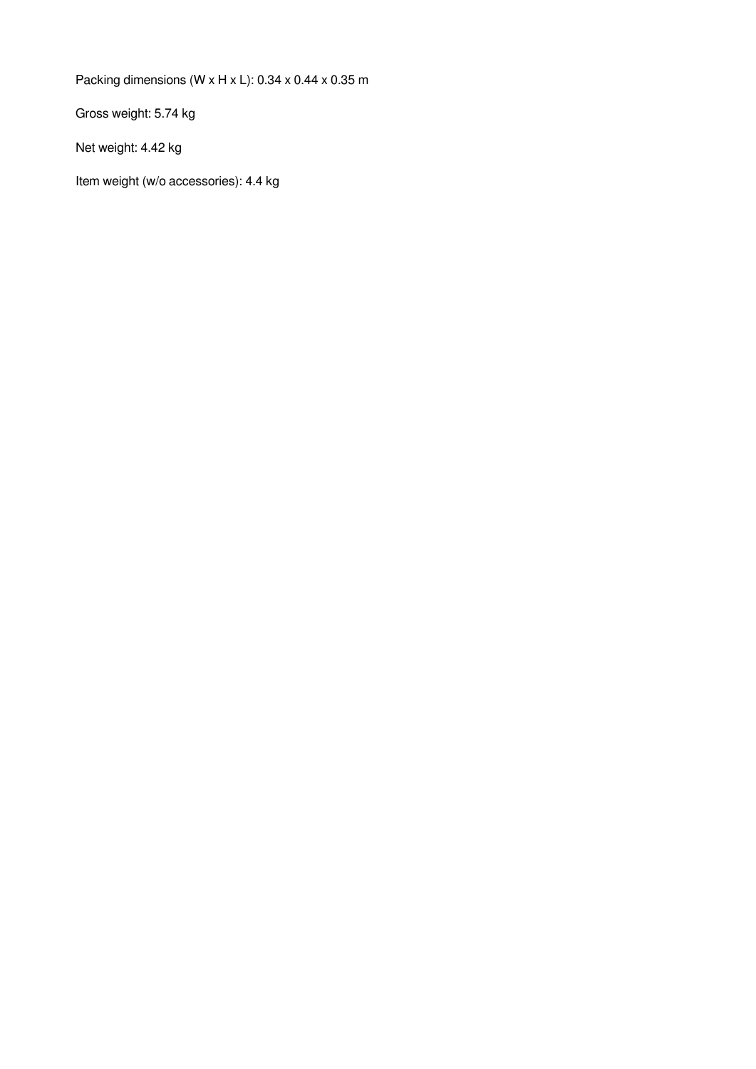Packing dimensions (W x H x L): 0.34 x 0.44 x 0.35 m

Gross weight: 5.74 kg

Net weight: 4.42 kg

Item weight (w/o accessories): 4.4 kg